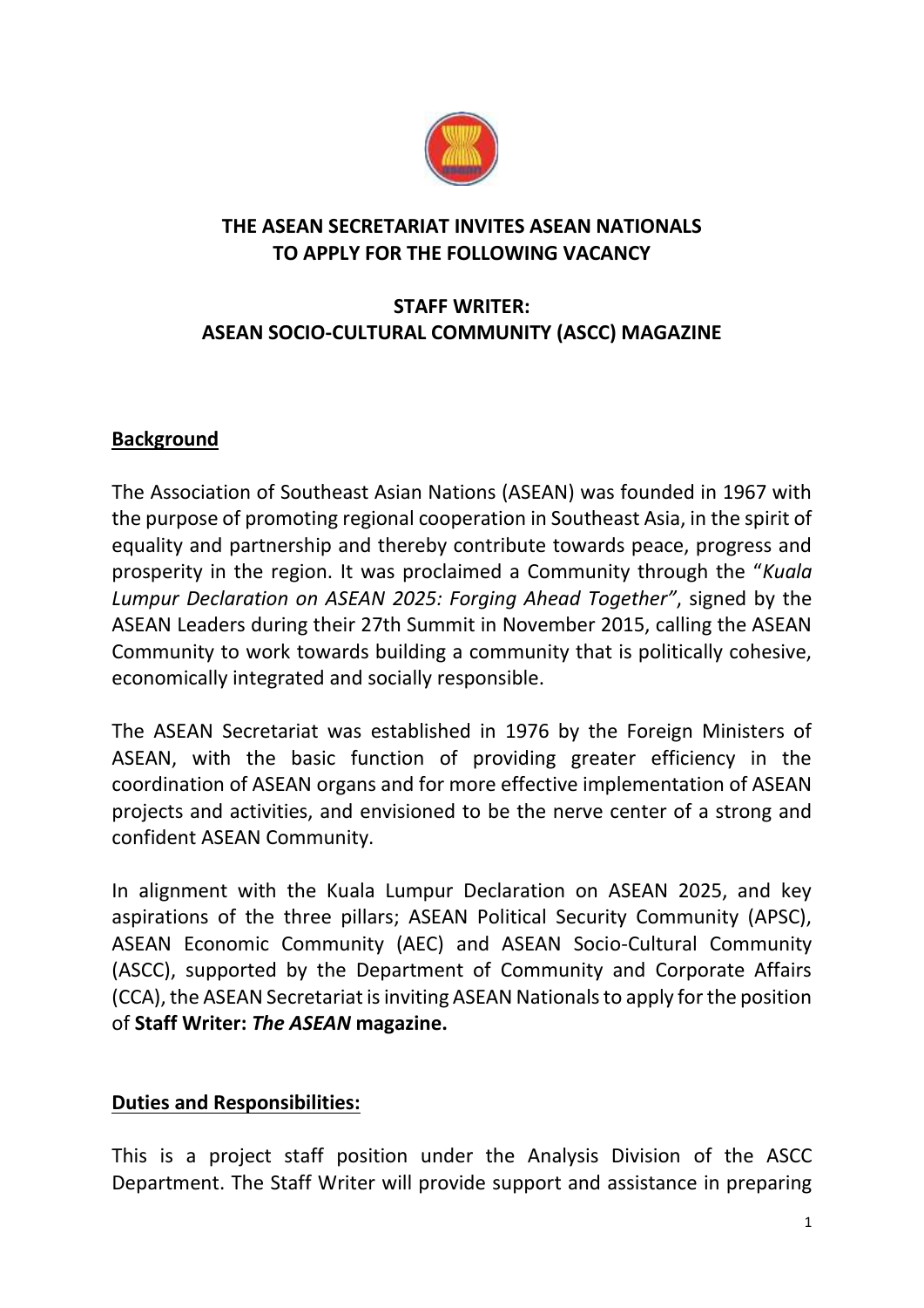**THE ASEAN SECRETARIAT INVITES ASEAN NATIONALS TO APPLY FOR THE FOLLOWING VACANCY**

**STAFF WRITER:**
**ASEAN SOCIO-CULTURAL COMMUNITY (ASCC) MAGAZINE**

## Background

The Association of Southeast Asian Nations (ASEAN) was founded in 1967 with the purpose of promoting regional cooperation in Southeast Asia, in the spirit of equality and partnership and thereby contribute towards peace, progress and prosperity in the region. It was proclaimed a Community through the "*Kuala Lumpur Declaration on ASEAN 2025: Forging Ahead Together"*, signed by the ASEAN Leaders during their 27th Summit in November 2015, calling the ASEAN Community to work towards building a community that is politically cohesive, economically integrated and socially responsible.

The ASEAN Secretariat was established in 1976 by the Foreign Ministers of ASEAN, with the basic function of providing greater efficiency in the coordination of ASEAN organs and for more effective implementation of ASEAN projects and activities, and envisioned to be the nerve center of a strong and confident ASEAN Community.

In alignment with the Kuala Lumpur Declaration on ASEAN 2025, and key aspirations of the three pillars; ASEAN Political Security Community (APSC), ASEAN Economic Community (AEC) and ASEAN Socio-Cultural Community (ASCC), supported by the Department of Community and Corporate Affairs (CCA), the ASEAN Secretariat is inviting ASEAN Nationals to apply for the position of **Staff Writer: *The ASEAN* magazine.**

## Duties and Responsibilities:

This is a project staff position under the Analysis Division of the ASCC Department. The Staff Writer will provide support and assistance in preparing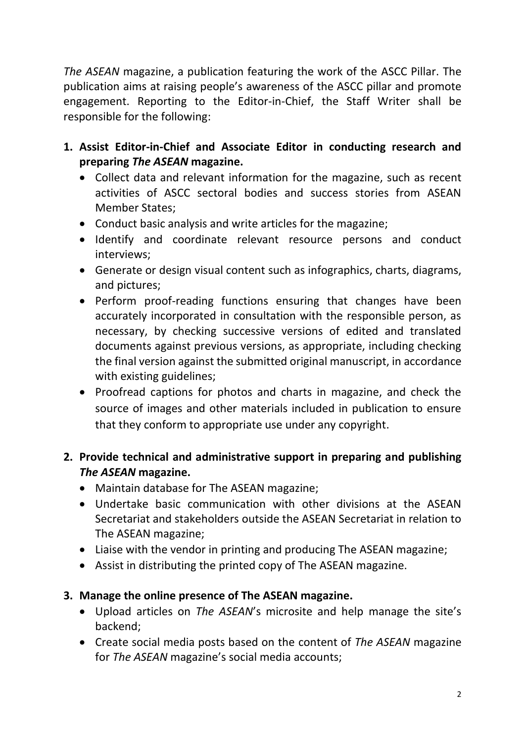*The ASEAN* magazine, a publication featuring the work of the ASCC Pillar. The publication aims at raising people's awareness of the ASCC pillar and promote engagement. Reporting to the Editor-in-Chief, the Staff Writer shall be responsible for the following:

1. **Assist Editor-in-Chief and Associate Editor in conducting research and preparing *The ASEAN* magazine.**
   - Collect data and relevant information for the magazine, such as recent activities of ASCC sectoral bodies and success stories from ASEAN Member States;
   - Conduct basic analysis and write articles for the magazine;
   - Identify and coordinate relevant resource persons and conduct interviews;
   - Generate or design visual content such as infographics, charts, diagrams, and pictures;
   - Perform proof-reading functions ensuring that changes have been accurately incorporated in consultation with the responsible person, as necessary, by checking successive versions of edited and translated documents against previous versions, as appropriate, including checking the final version against the submitted original manuscript, in accordance with existing guidelines;
   - Proofread captions for photos and charts in magazine, and check the source of images and other materials included in publication to ensure that they conform to appropriate use under any copyright.

2. **Provide technical and administrative support in preparing and publishing *The ASEAN* magazine.**
   - Maintain database for The ASEAN magazine;
   - Undertake basic communication with other divisions at the ASEAN Secretariat and stakeholders outside the ASEAN Secretariat in relation to The ASEAN magazine;
   - Liaise with the vendor in printing and producing The ASEAN magazine;
   - Assist in distributing the printed copy of The ASEAN magazine.

3. **Manage the online presence of The ASEAN magazine.**
   - Upload articles on *The ASEAN*'s microsite and help manage the site's backend;
   - Create social media posts based on the content of *The ASEAN* magazine for *The ASEAN* magazine's social media accounts;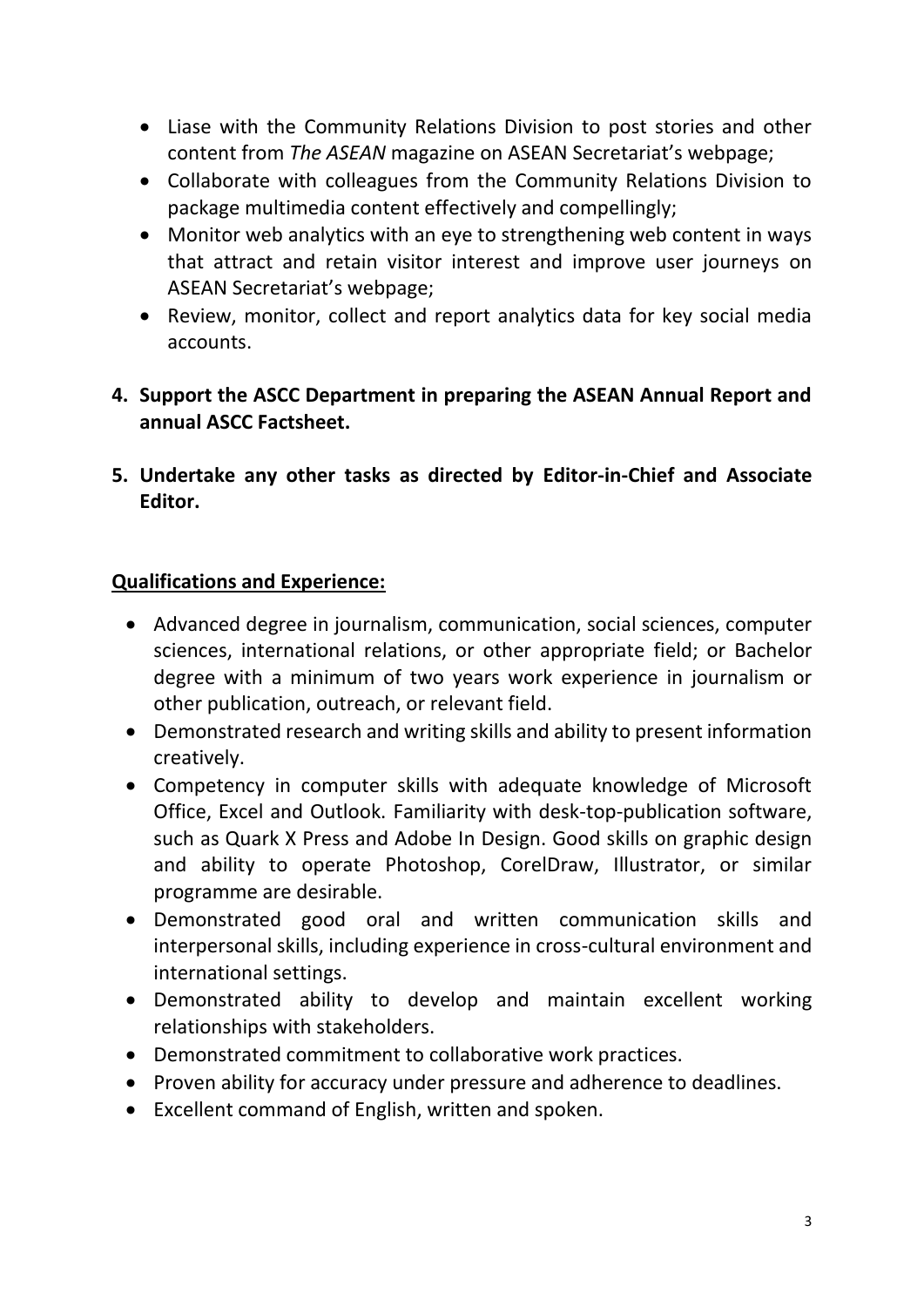- Liase with the Community Relations Division to post stories and other content from *The ASEAN* magazine on ASEAN Secretariat's webpage;
- Collaborate with colleagues from the Community Relations Division to package multimedia content effectively and compellingly;
- Monitor web analytics with an eye to strengthening web content in ways that attract and retain visitor interest and improve user journeys on ASEAN Secretariat's webpage;
- Review, monitor, collect and report analytics data for key social media accounts.

**4. Support the ASCC Department in preparing the ASEAN Annual Report and annual ASCC Factsheet.**

**5. Undertake any other tasks as directed by Editor-in-Chief and Associate Editor.**

**<u>Qualifications and Experience:</u>**

- Advanced degree in journalism, communication, social sciences, computer sciences, international relations, or other appropriate field; or Bachelor degree with a minimum of two years work experience in journalism or other publication, outreach, or relevant field.
- Demonstrated research and writing skills and ability to present information creatively.
- Competency in computer skills with adequate knowledge of Microsoft Office, Excel and Outlook. Familiarity with desk-top-publication software, such as Quark X Press and Adobe In Design. Good skills on graphic design and ability to operate Photoshop, CorelDraw, Illustrator, or similar programme are desirable.
- Demonstrated good oral and written communication skills and interpersonal skills, including experience in cross-cultural environment and international settings.
- Demonstrated ability to develop and maintain excellent working relationships with stakeholders.
- Demonstrated commitment to collaborative work practices.
- Proven ability for accuracy under pressure and adherence to deadlines.
- Excellent command of English, written and spoken.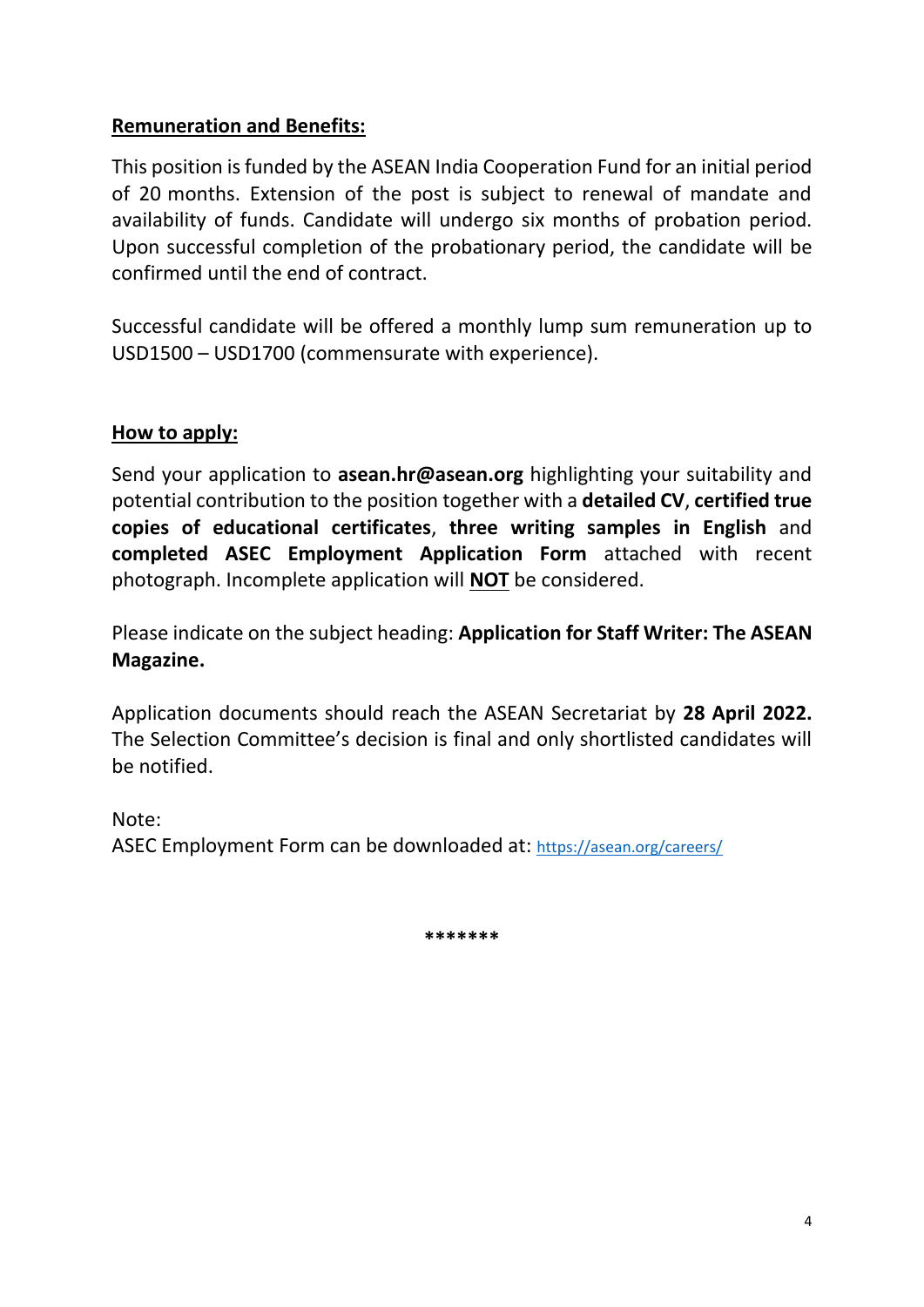**<u>Remuneration and Benefits:</u>**

This position is funded by the ASEAN India Cooperation Fund for an initial period of 20 months. Extension of the post is subject to renewal of mandate and availability of funds. Candidate will undergo six months of probation period. Upon successful completion of the probationary period, the candidate will be confirmed until the end of contract.

Successful candidate will be offered a monthly lump sum remuneration up to USD1500 – USD1700 (commensurate with experience).

**<u>How to apply:</u>**

Send your application to **asean.hr@asean.org** highlighting your suitability and potential contribution to the position together with a **detailed CV**, **certified true copies of educational certificates**, **three writing samples in English** and **completed ASEC Employment Application Form** attached with recent photograph. Incomplete application will **<u>NOT</u>** be considered.

Please indicate on the subject heading: **Application for Staff Writer: The ASEAN Magazine.**

Application documents should reach the ASEAN Secretariat by **28 April 2022.** The Selection Committee's decision is final and only shortlisted candidates will be notified.

Note:
ASEC Employment Form can be downloaded at: https://asean.org/careers/

*******